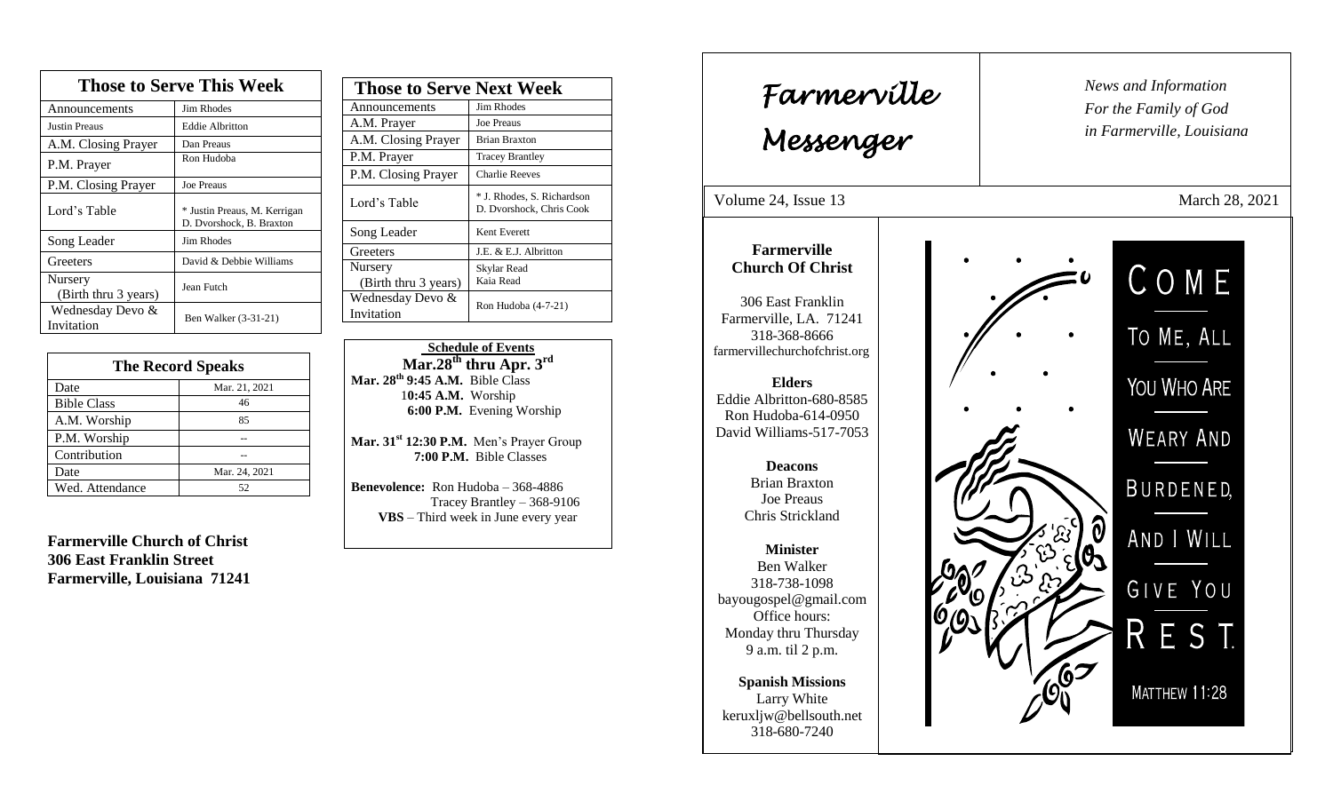## Those to Serve This Week

| Those to Serve This Week | |
|---|---|
| Announcements | Jim Rhodes |
| Justin Preaus | Eddie Albritton |
| A.M. Closing Prayer | Dan Preaus |
| P.M. Prayer | Ron Hudoba |
| P.M. Closing Prayer | Joe Preaus |
| Lord's Table | * Justin Preaus, M. Kerrigan D. Dvorshock, B. Braxton |
| Song Leader | Jim Rhodes |
| Greeters | David & Debbie Williams |
| Nursery (Birth thru 3 years) | Jean Futch |
| Wednesday Devo & Invitation | Ben Walker (3-31-21) |

## The Record Speaks

| The Record Speaks | |
|---|---|
| Date | Mar. 21, 2021 |
| Bible Class | 46 |
| A.M. Worship | 85 |
| P.M. Worship | -- |
| Contribution | -- |
| Date | Mar. 24, 2021 |
| Wed. Attendance | 52 |

**Farmerville Church of Christ**
**306 East Franklin Street**
**Farmerville, Louisiana 71241**

## Those to Serve Next Week

| Those to Serve Next Week | |
|---|---|
| Announcements | Jim Rhodes |
| A.M. Prayer | Joe Preaus |
| A.M. Closing Prayer | Brian Braxton |
| P.M. Prayer | Tracey Brantley |
| P.M. Closing Prayer | Charlie Reeves |
| Lord's Table | * J. Rhodes, S. Richardson D. Dvorshock, Chris Cook |
| Song Leader | Kent Everett |
| Greeters | J.E. & E.J. Albritton |
| Nursery (Birth thru 3 years) | Skylar Read Kaia Read |
| Wednesday Devo & Invitation | Ron Hudoba (4-7-21) |

**Schedule of Events**
**Mar.28th thru Apr. 3rd**

**Mar. 28th 9:45 A.M.** Bible Class
**10:45 A.M.** Worship
**6:00 P.M.** Evening Worship

**Mar. 31st 12:30 P.M.** Men's Prayer Group
**7:00 P.M.** Bible Classes

**Benevolence:** Ron Hudoba – 368-4886
Tracey Brantley – 368-9106
**VBS** – Third week in June every year

# *Farmerville Messenger*

*News and Information*
*For the Family of God*
*in Farmerville, Louisiana*

Volume 24, Issue 13 — March 28, 2021

**Farmerville Church Of Christ**

306 East Franklin
Farmerville, LA. 71241
318-368-8666
farmervillechurchofchrist.org

**Elders**
Eddie Albritton-680-8585
Ron Hudoba-614-0950
David Williams-517-7053

**Deacons**
Brian Braxton
Joe Preaus
Chris Strickland

**Minister**
Ben Walker
318-738-1098
bayougospel@gmail.com
Office hours:
Monday thru Thursday
9 a.m. til 2 p.m.

**Spanish Missions**
Larry White
keruxljw@bellsouth.net
318-680-7240

COME TO ME, ALL YOU WHO ARE WEARY AND BURDENED, AND I WILL GIVE YOU REST.
MATTHEW 11:28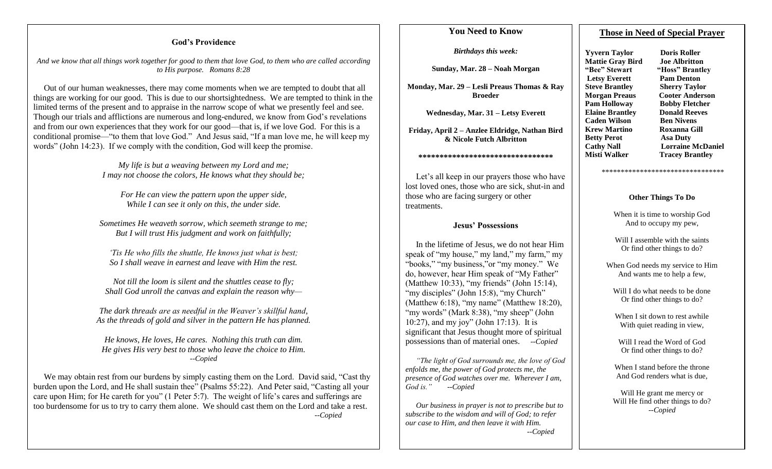## God's Providence

*And we know that all things work together for good to them that love God, to them who are called according to His purpose. Romans 8:28*

Out of our human weaknesses, there may come moments when we are tempted to doubt that all things are working for our good. This is due to our shortsightedness. We are tempted to think in the limited terms of the present and to appraise in the narrow scope of what we presently feel and see. Though our trials and afflictions are numerous and long-endured, we know from God's revelations and from our own experiences that they work for our good—that is, if we love God. For this is a conditional promise—"to them that love God." And Jesus said, "If a man love me, he will keep my words" (John 14:23). If we comply with the condition, God will keep the promise.

*My life is but a weaving between my Lord and me;*
*I may not choose the colors, He knows what they should be;*

*For He can view the pattern upon the upper side,*
*While I can see it only on this, the under side.*

*Sometimes He weaveth sorrow, which seemeth strange to me;*
*But I will trust His judgment and work on faithfully;*

*'Tis He who fills the shuttle, He knows just what is best;*
*So I shall weave in earnest and leave with Him the rest.*

*Not till the loom is silent and the shuttles cease to fly;*
*Shall God unroll the canvas and explain the reason why—*

*The dark threads are as needful in the Weaver's skillful hand,*
*As the threads of gold and silver in the pattern He has planned.*

*He knows, He loves, He cares. Nothing this truth can dim.*
*He gives His very best to those who leave the choice to Him.*
*--Copied*

We may obtain rest from our burdens by simply casting them on the Lord. David said, "Cast thy burden upon the Lord, and He shall sustain thee" (Psalms 55:22). And Peter said, "Casting all your care upon Him; for He careth for you" (1 Peter 5:7). The weight of life's cares and sufferings are too burdensome for us to try to carry them alone. We should cast them on the Lord and take a rest.
*--Copied*

## You Need to Know

***Birthdays this week:***

**Sunday, Mar. 28 – Noah Morgan**

**Monday, Mar. 29 – Lesli Preaus Thomas & Ray Broeder**

**Wednesday, Mar. 31 – Letsy Everett**

**Friday, April 2 – Anzlee Eldridge, Nathan Bird & Nicole Futch Albritton**

**********************************

Let's all keep in our prayers those who have lost loved ones, those who are sick, shut-in and those who are facing surgery or other treatments.

### Jesus' Possessions

In the lifetime of Jesus, we do not hear Him speak of "my house," my land," my farm," my "books," "my business,"or "my money." We do, however, hear Him speak of "My Father" (Matthew 10:33), "my friends" (John 15:14), "my disciples" (John 15:8), "my Church" (Matthew 6:18), "my name" (Matthew 18:20), "my words" (Mark 8:38), "my sheep" (John 10:27), and my joy" (John 17:13). It is significant that Jesus thought more of spiritual possessions than of material ones. *--Copied*

*"The light of God surrounds me, the love of God enfolds me, the power of God protects me, the presence of God watches over me. Wherever I am, God is." --Copied*

*Our business in prayer is not to prescribe but to subscribe to the wisdom and will of God; to refer our case to Him, and then leave it with Him.*
*--Copied*

## Those in Need of Special Prayer

| | |
|---|---|
| **Yyvern Taylor** | **Doris Roller** |
| **Mattie Gray Bird** | **Joe Albritton** |
| **"Bee" Stewart** | **"Hoss" Brantley** |
| **Letsy Everett** | **Pam Denton** |
| **Steve Brantley** | **Sherry Taylor** |
| **Morgan Preaus** | **Cooter Anderson** |
| **Pam Holloway** | **Bobby Fletcher** |
| **Elaine Brantley** | **Donald Reeves** |
| **Caden Wilson** | **Ben Nivens** |
| **Krew Martino** | **Roxanna Gill** |
| **Betty Perot** | **Asa Duty** |
| **Cathy Nall** | **Lorraine McDaniel** |
| **Misti Walker** | **Tracey Brantley** |

********************************

### Other Things To Do

When it is time to worship God
And to occupy my pew,

Will I assemble with the saints
Or find other things to do?

When God needs my service to Him
And wants me to help a few,

Will I do what needs to be done
Or find other things to do?

When I sit down to rest awhile
With quiet reading in view,

Will I read the Word of God
Or find other things to do?

When I stand before the throne
And God renders what is due,

Will He grant me mercy or
Will He find other things to do?
*--Copied*